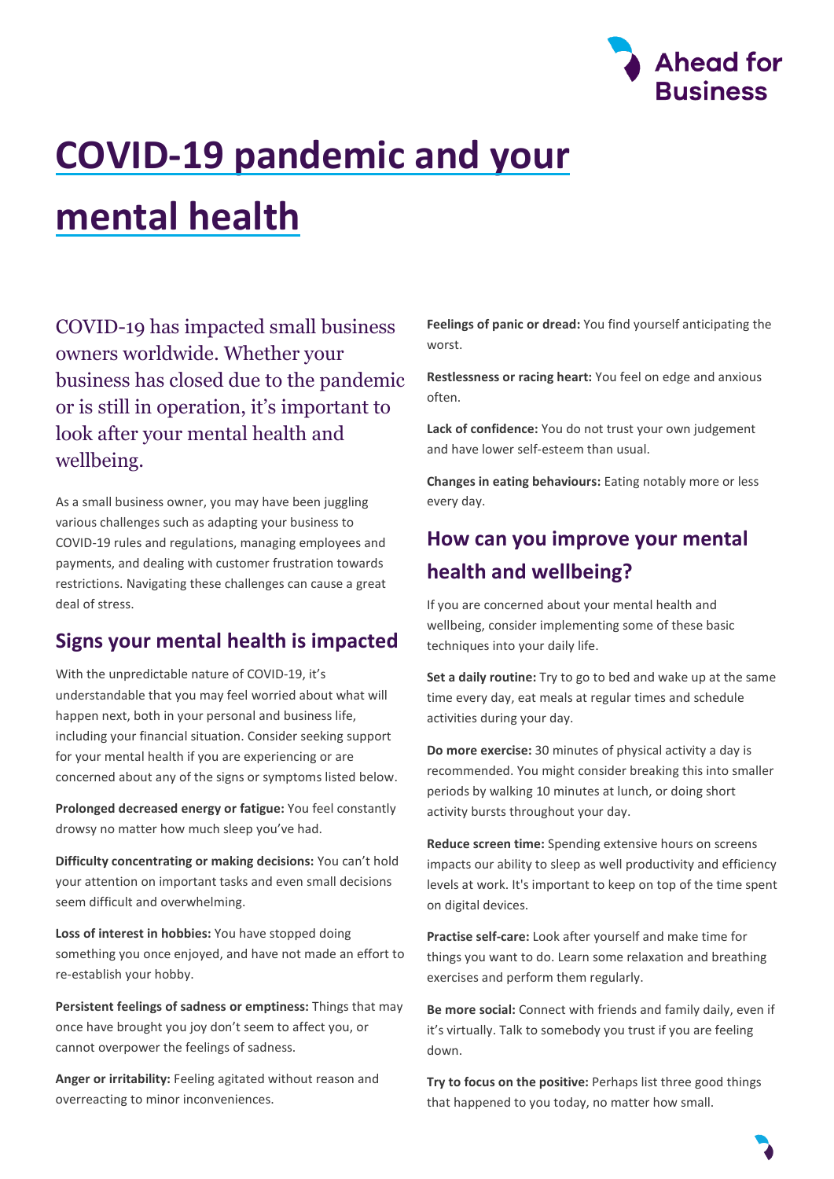# COVID-19 pandemic and your mental health

COVID-19 has impacted small business owners worldwide. Whether your business has closed due to the pandemic or is still in operation, it's important to look after your mental health and wellbeing.

As a small business owner, you may have been juggling various challenges such as adapting your business to COVID-19 rules and regulations, managing employees and payments, and dealing with customer frustration towards restrictions. Navigating these challenges can cause a great deal of stress.

## Signs your mental health is impacted

With the unpredictable nature of COVID-19, it's understandable that you may feel worried about what will happen next, both in your personal and business life, including your financial situation. Consider seeking support for your mental health if you are experiencing or are concerned about any of the signs or symptoms listed below.

**Prolonged decreased energy or fatigue:** You feel constantly drowsy no matter how much sleep you've had.

**Difficulty concentrating or making decisions:** You can't hold your attention on important tasks and even small decisions seem difficult and overwhelming.

**Loss of interest in hobbies:** You have stopped doing something you once enjoyed, and have not made an effort to re-establish your hobby.

**Persistent feelings of sadness or emptiness:** Things that may once have brought you joy don't seem to affect you, or cannot overpower the feelings of sadness.

**Anger or irritability:** Feeling agitated without reason and overreacting to minor inconveniences.

**Feelings of panic or dread:** You find yourself anticipating the worst.

**Restlessness or racing heart:** You feel on edge and anxious often.

**Lack of confidence:** You do not trust your own judgement and have lower self-esteem than usual.

**Changes in eating behaviours:** Eating notably more or less every day.

## How can you improve your mental health and wellbeing?

If you are concerned about your mental health and wellbeing, consider implementing some of these basic techniques into your daily life.

**Set a daily routine:** Try to go to bed and wake up at the same time every day, eat meals at regular times and schedule activities during your day.

**Do more exercise:** 30 minutes of physical activity a day is recommended. You might consider breaking this into smaller periods by walking 10 minutes at lunch, or doing short activity bursts throughout your day.

**Reduce screen time:** Spending extensive hours on screens impacts our ability to sleep as well productivity and efficiency levels at work. It's important to keep on top of the time spent on digital devices.

**Practise self-care:** Look after yourself and make time for things you want to do. Learn some relaxation and breathing exercises and perform them regularly.

**Be more social:** Connect with friends and family daily, even if it's virtually. Talk to somebody you trust if you are feeling down.

**Try to focus on the positive:** Perhaps list three good things that happened to you today, no matter how small.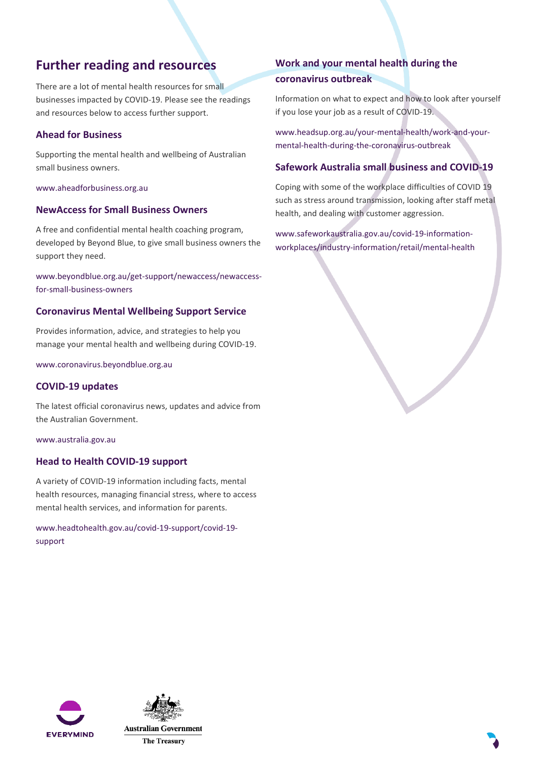## Further reading and resources

There are a lot of mental health resources for small businesses impacted by COVID-19. Please see the readings and resources below to access further support.

### Ahead for Business

Supporting the mental health and wellbeing of Australian small business owners.

www.aheadforbusiness.org.au

### NewAccess for Small Business Owners

A free and confidential mental health coaching program, developed by Beyond Blue, to give small business owners the support they need.

www.beyondblue.org.au/get-support/newaccess/newaccess-for-small-business-owners

### Coronavirus Mental Wellbeing Support Service

Provides information, advice, and strategies to help you manage your mental health and wellbeing during COVID-19.

www.coronavirus.beyondblue.org.au

### COVID-19 updates

The latest official coronavirus news, updates and advice from the Australian Government.

www.australia.gov.au

### Head to Health COVID-19 support

A variety of COVID-19 information including facts, mental health resources, managing financial stress, where to access mental health services, and information for parents.

www.headtohealth.gov.au/covid-19-support/covid-19-support

### Work and your mental health during the coronavirus outbreak

Information on what to expect and how to look after yourself if you lose your job as a result of COVID-19.

www.headsup.org.au/your-mental-health/work-and-your-mental-health-during-the-coronavirus-outbreak

### Safework Australia small business and COVID-19

Coping with some of the workplace difficulties of COVID 19 such as stress around transmission, looking after staff metal health, and dealing with customer aggression.

www.safeworkaustralia.gov.au/covid-19-information-workplaces/industry-information/retail/mental-health

EVERYMIND

Australian Government

The Treasury